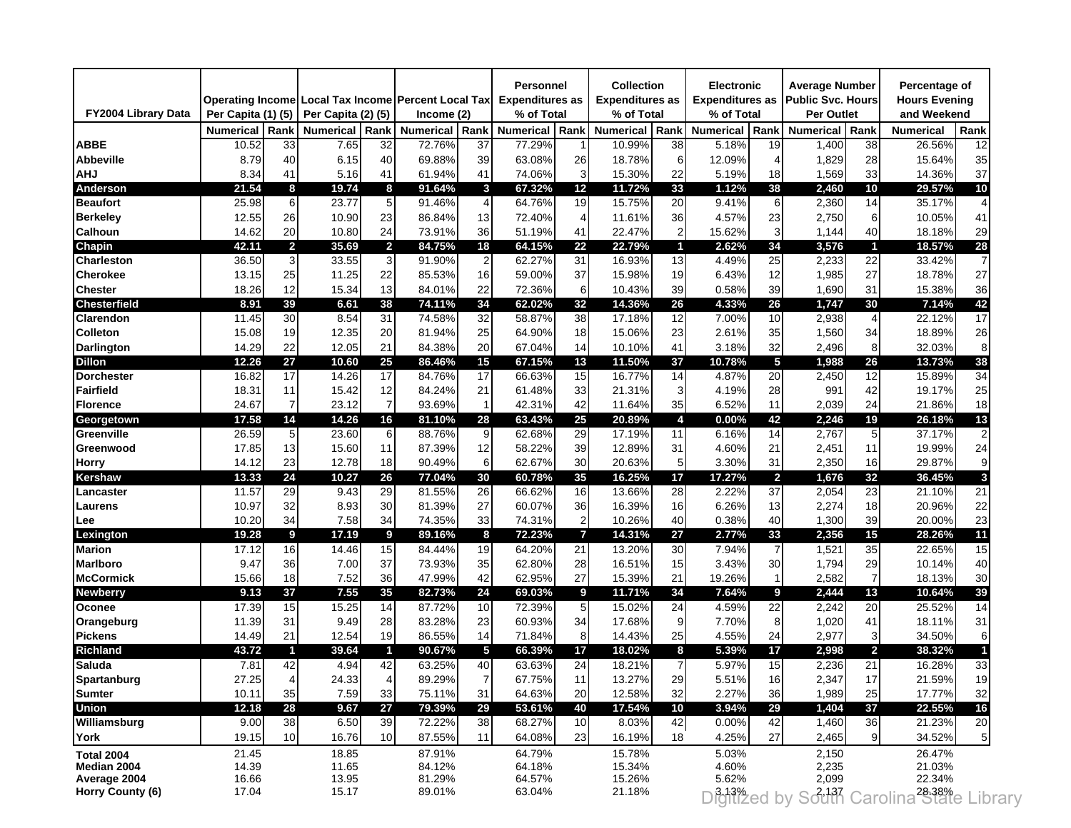| FY2004 Library Data | Operating Income Per Capita (1) (5) | | Local Tax Income Per Capita (2) (5) | | Percent Local Tax Income (2) | | Personnel Expenditures as % of Total | | Collection Expenditures as % of Total | | Electronic Expenditures as % of Total | | Average Number Public Svc. Hours Per Outlet | | Percentage of Hours Evening and Weekend | |
|---|---|---|---|---|---|---|---|---|---|---|---|---|---|---|---|---|
| | Numerical | Rank | Numerical | Rank | Numerical | Rank | Numerical | Rank | Numerical | Rank | Numerical | Rank | Numerical | Rank | Numerical | Rank |
| **ABBE** | 10.52 | 33 | 7.65 | 32 | 72.76% | 37 | 77.29% | 1 | 10.99% | 38 | 5.18% | 19 | 1,400 | 38 | 26.56% | 12 |
| **Abbeville** | 8.79 | 40 | 6.15 | 40 | 69.88% | 39 | 63.08% | 26 | 18.78% | 6 | 12.09% | 4 | 1,829 | 28 | 15.64% | 35 |
| **AHJ** | 8.34 | 41 | 5.16 | 41 | 61.94% | 41 | 74.06% | 3 | 15.30% | 22 | 5.19% | 18 | 1,569 | 33 | 14.36% | 37 |
| **Anderson** | 21.54 | 8 | 19.74 | 8 | 91.64% | 3 | 67.32% | 12 | 11.72% | 33 | 1.12% | 38 | 2,460 | 10 | 29.57% | 10 |
| **Beaufort** | 25.98 | 6 | 23.77 | 5 | 91.46% | 4 | 64.76% | 19 | 15.75% | 20 | 9.41% | 6 | 2,360 | 14 | 35.17% | 4 |
| **Berkeley** | 12.55 | 26 | 10.90 | 23 | 86.84% | 13 | 72.40% | 4 | 11.61% | 36 | 4.57% | 23 | 2,750 | 6 | 10.05% | 41 |
| **Calhoun** | 14.62 | 20 | 10.80 | 24 | 73.91% | 36 | 51.19% | 41 | 22.47% | 2 | 15.62% | 3 | 1,144 | 40 | 18.18% | 29 |
| **Chapin** | 42.11 | 2 | 35.69 | 2 | 84.75% | 18 | 64.15% | 22 | 22.79% | 1 | 2.62% | 34 | 3,576 | 1 | 18.57% | 28 |
| **Charleston** | 36.50 | 3 | 33.55 | 3 | 91.90% | 2 | 62.27% | 31 | 16.93% | 13 | 4.49% | 25 | 2,233 | 22 | 33.42% | 7 |
| **Cherokee** | 13.15 | 25 | 11.25 | 22 | 85.53% | 16 | 59.00% | 37 | 15.98% | 19 | 6.43% | 12 | 1,985 | 27 | 18.78% | 27 |
| **Chester** | 18.26 | 12 | 15.34 | 13 | 84.01% | 22 | 72.36% | 6 | 10.43% | 39 | 0.58% | 39 | 1,690 | 31 | 15.38% | 36 |
| **Chesterfield** | 8.91 | 39 | 6.61 | 38 | 74.11% | 34 | 62.02% | 32 | 14.36% | 26 | 4.33% | 26 | 1,747 | 30 | 7.14% | 42 |
| **Clarendon** | 11.45 | 30 | 8.54 | 31 | 74.58% | 32 | 58.87% | 38 | 17.18% | 12 | 7.00% | 10 | 2,938 | 4 | 22.12% | 17 |
| **Colleton** | 15.08 | 19 | 12.35 | 20 | 81.94% | 25 | 64.90% | 18 | 15.06% | 23 | 2.61% | 35 | 1,560 | 34 | 18.89% | 26 |
| **Darlington** | 14.29 | 22 | 12.05 | 21 | 84.38% | 20 | 67.04% | 14 | 10.10% | 41 | 3.18% | 32 | 2,496 | 8 | 32.03% | 8 |
| **Dillon** | 12.26 | 27 | 10.60 | 25 | 86.46% | 15 | 67.15% | 13 | 11.50% | 37 | 10.78% | 5 | 1,988 | 26 | 13.73% | 38 |
| **Dorchester** | 16.82 | 17 | 14.26 | 17 | 84.76% | 17 | 66.63% | 15 | 16.77% | 14 | 4.87% | 20 | 2,450 | 12 | 15.89% | 34 |
| **Fairfield** | 18.31 | 11 | 15.42 | 12 | 84.24% | 21 | 61.48% | 33 | 21.31% | 3 | 4.19% | 28 | 991 | 42 | 19.17% | 25 |
| **Florence** | 24.67 | 7 | 23.12 | 7 | 93.69% | 1 | 42.31% | 42 | 11.64% | 35 | 6.52% | 11 | 2,039 | 24 | 21.86% | 18 |
| **Georgetown** | 17.58 | 14 | 14.26 | 16 | 81.10% | 28 | 63.43% | 25 | 20.89% | 4 | 0.00% | 42 | 2,246 | 19 | 26.18% | 13 |
| **Greenville** | 26.59 | 5 | 23.60 | 6 | 88.76% | 9 | 62.68% | 29 | 17.19% | 11 | 6.16% | 14 | 2,767 | 5 | 37.17% | 2 |
| **Greenwood** | 17.85 | 13 | 15.60 | 11 | 87.39% | 12 | 58.22% | 39 | 12.89% | 31 | 4.60% | 21 | 2,451 | 11 | 19.99% | 24 |
| **Horry** | 14.12 | 23 | 12.78 | 18 | 90.49% | 6 | 62.67% | 30 | 20.63% | 5 | 3.30% | 31 | 2,350 | 16 | 29.87% | 9 |
| **Kershaw** | 13.33 | 24 | 10.27 | 26 | 77.04% | 30 | 60.78% | 35 | 16.25% | 17 | 17.27% | 2 | 1,676 | 32 | 36.45% | 3 |
| **Lancaster** | 11.57 | 29 | 9.43 | 29 | 81.55% | 26 | 66.62% | 16 | 13.66% | 28 | 2.22% | 37 | 2,054 | 23 | 21.10% | 21 |
| **Laurens** | 10.97 | 32 | 8.93 | 30 | 81.39% | 27 | 60.07% | 36 | 16.39% | 16 | 6.26% | 13 | 2,274 | 18 | 20.96% | 22 |
| **Lee** | 10.20 | 34 | 7.58 | 34 | 74.35% | 33 | 74.31% | 2 | 10.26% | 40 | 0.38% | 40 | 1,300 | 39 | 20.00% | 23 |
| **Lexington** | 19.28 | 9 | 17.19 | 9 | 89.16% | 8 | 72.23% | 7 | 14.31% | 27 | 2.77% | 33 | 2,356 | 15 | 28.26% | 11 |
| **Marion** | 17.12 | 16 | 14.46 | 15 | 84.44% | 19 | 64.20% | 21 | 13.20% | 30 | 7.94% | 7 | 1,521 | 35 | 22.65% | 15 |
| **Marlboro** | 9.47 | 36 | 7.00 | 37 | 73.93% | 35 | 62.80% | 28 | 16.51% | 15 | 3.43% | 30 | 1,794 | 29 | 10.14% | 40 |
| **McCormick** | 15.66 | 18 | 7.52 | 36 | 47.99% | 42 | 62.95% | 27 | 15.39% | 21 | 19.26% | 1 | 2,582 | 7 | 18.13% | 30 |
| **Newberry** | 9.13 | 37 | 7.55 | 35 | 82.73% | 24 | 69.03% | 9 | 11.71% | 34 | 7.64% | 9 | 2,444 | 13 | 10.64% | 39 |
| **Oconee** | 17.39 | 15 | 15.25 | 14 | 87.72% | 10 | 72.39% | 5 | 15.02% | 24 | 4.59% | 22 | 2,242 | 20 | 25.52% | 14 |
| **Orangeburg** | 11.39 | 31 | 9.49 | 28 | 83.28% | 23 | 60.93% | 34 | 17.68% | 9 | 7.70% | 8 | 1,020 | 41 | 18.11% | 31 |
| **Pickens** | 14.49 | 21 | 12.54 | 19 | 86.55% | 14 | 71.84% | 8 | 14.43% | 25 | 4.55% | 24 | 2,977 | 3 | 34.50% | 6 |
| **Richland** | 43.72 | 1 | 39.64 | 1 | 90.67% | 5 | 66.39% | 17 | 18.02% | 8 | 5.39% | 17 | 2,998 | 2 | 38.32% | 1 |
| **Saluda** | 7.81 | 42 | 4.94 | 42 | 63.25% | 40 | 63.63% | 24 | 18.21% | 7 | 5.97% | 15 | 2,236 | 21 | 16.28% | 33 |
| **Spartanburg** | 27.25 | 4 | 24.33 | 4 | 89.29% | 7 | 67.75% | 11 | 13.27% | 29 | 5.51% | 16 | 2,347 | 17 | 21.59% | 19 |
| **Sumter** | 10.11 | 35 | 7.59 | 33 | 75.11% | 31 | 64.63% | 20 | 12.58% | 32 | 2.27% | 36 | 1,989 | 25 | 17.77% | 32 |
| **Union** | 12.18 | 28 | 9.67 | 27 | 79.39% | 29 | 53.61% | 40 | 17.54% | 10 | 3.94% | 29 | 1,404 | 37 | 22.55% | 16 |
| **Williamsburg** | 9.00 | 38 | 6.50 | 39 | 72.22% | 38 | 68.27% | 10 | 8.03% | 42 | 0.00% | 42 | 1,460 | 36 | 21.23% | 20 |
| **York** | 19.15 | 10 | 16.76 | 10 | 87.55% | 11 | 64.08% | 23 | 16.19% | 18 | 4.25% | 27 | 2,465 | 9 | 34.52% | 5 |
| **Total 2004** | 21.45 | | 18.85 | | 87.91% | | 64.79% | | 15.78% | | 5.03% | | 2,150 | | 26.47% | |
| **Median 2004** | 14.39 | | 11.65 | | 84.12% | | 64.18% | | 15.34% | | 4.60% | | 2,235 | | 21.03% | |
| **Average 2004** | 16.66 | | 13.95 | | 81.29% | | 64.57% | | 15.26% | | 5.62% | | 2,099 | | 22.34% | |
| **Horry County (6)** | 17.04 | | 15.17 | | 89.01% | | 63.04% | | 21.18% | | 3.13% | | 2,137 | | 28.38% | |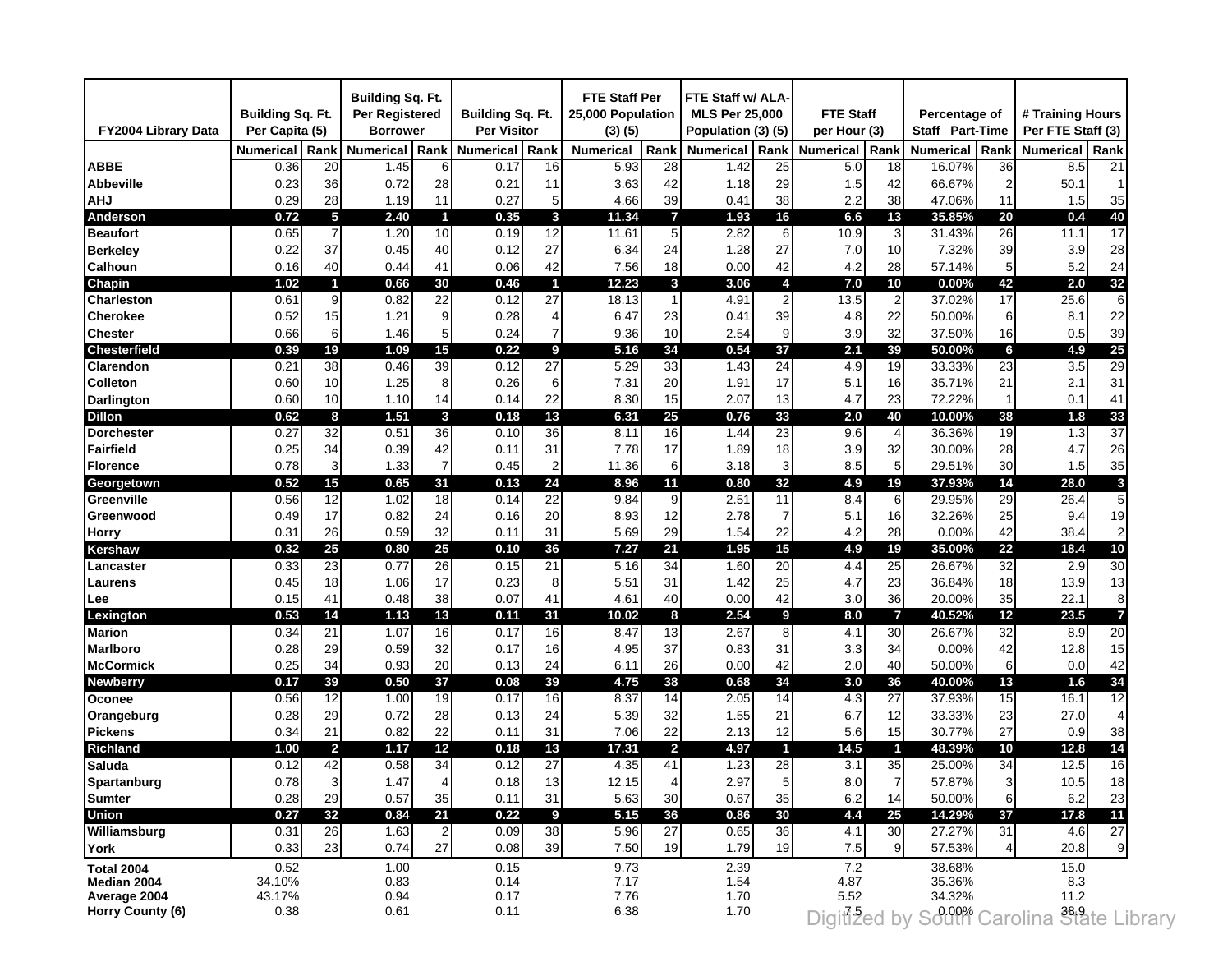| FY2004 Library Data | Building Sq. Ft. Per Capita (5) | | Building Sq. Ft. Per Registered Borrower | | Building Sq. Ft. Per Visitor | | FTE Staff Per 25,000 Population (3) (5) | | FTE Staff w/ ALA-MLS Per 25,000 Population (3) (5) | | FTE Staff per Hour (3) | | Percentage of Staff Part-Time | | # Training Hours Per FTE Staff (3) | |
|---|---|---|---|---|---|---|---|---|---|---|---|---|---|---|---|---|
| | Numerical | Rank | Numerical | Rank | Numerical | Rank | Numerical | Rank | Numerical | Rank | Numerical | Rank | Numerical | Rank | Numerical | Rank |
| ABBE | 0.36 | 20 | 1.45 | 6 | 0.17 | 16 | 5.93 | 28 | 1.42 | 25 | 5.0 | 18 | 16.07% | 36 | 8.5 | 21 |
| Abbeville | 0.23 | 36 | 0.72 | 28 | 0.21 | 11 | 3.63 | 42 | 1.18 | 29 | 1.5 | 42 | 66.67% | 2 | 50.1 | 1 |
| AHJ | 0.29 | 28 | 1.19 | 11 | 0.27 | 5 | 4.66 | 39 | 0.41 | 38 | 2.2 | 38 | 47.06% | 11 | 1.5 | 35 |
| **Anderson** | **0.72** | **5** | **2.40** | **1** | **0.35** | **3** | **11.34** | **7** | **1.93** | **16** | **6.6** | **13** | **35.85%** | **20** | **0.4** | **40** |
| Beaufort | 0.65 | 7 | 1.20 | 10 | 0.19 | 12 | 11.61 | 5 | 2.82 | 6 | 10.9 | 3 | 31.43% | 26 | 11.1 | 17 |
| Berkeley | 0.22 | 37 | 0.45 | 40 | 0.12 | 27 | 6.34 | 24 | 1.28 | 27 | 7.0 | 10 | 7.32% | 39 | 3.9 | 28 |
| Calhoun | 0.16 | 40 | 0.44 | 41 | 0.06 | 42 | 7.56 | 18 | 0.00 | 42 | 4.2 | 28 | 57.14% | 5 | 5.2 | 24 |
| **Chapin** | **1.02** | **1** | **0.66** | **30** | **0.46** | **1** | **12.23** | **3** | **3.06** | **4** | **7.0** | **10** | **0.00%** | **42** | **2.0** | **32** |
| Charleston | 0.61 | 9 | 0.82 | 22 | 0.12 | 27 | 18.13 | 1 | 4.91 | 2 | 13.5 | 2 | 37.02% | 17 | 25.6 | 6 |
| Cherokee | 0.52 | 15 | 1.21 | 9 | 0.28 | 4 | 6.47 | 23 | 0.41 | 39 | 4.8 | 22 | 50.00% | 6 | 8.1 | 22 |
| Chester | 0.66 | 6 | 1.46 | 5 | 0.24 | 7 | 9.36 | 10 | 2.54 | 9 | 3.9 | 32 | 37.50% | 16 | 0.5 | 39 |
| **Chesterfield** | **0.39** | **19** | **1.09** | **15** | **0.22** | **9** | **5.16** | **34** | **0.54** | **37** | **2.1** | **39** | **50.00%** | **6** | **4.9** | **25** |
| Clarendon | 0.21 | 38 | 0.46 | 39 | 0.12 | 27 | 5.29 | 33 | 1.43 | 24 | 4.9 | 19 | 33.33% | 23 | 3.5 | 29 |
| Colleton | 0.60 | 10 | 1.25 | 8 | 0.26 | 6 | 7.31 | 20 | 1.91 | 17 | 5.1 | 16 | 35.71% | 21 | 2.1 | 31 |
| Darlington | 0.60 | 10 | 1.10 | 14 | 0.14 | 22 | 8.30 | 15 | 2.07 | 13 | 4.7 | 23 | 72.22% | 1 | 0.1 | 41 |
| **Dillon** | **0.62** | **8** | **1.51** | **3** | **0.18** | **13** | **6.31** | **25** | **0.76** | **33** | **2.0** | **40** | **10.00%** | **38** | **1.8** | **33** |
| Dorchester | 0.27 | 32 | 0.51 | 36 | 0.10 | 36 | 8.11 | 16 | 1.44 | 23 | 9.6 | 4 | 36.36% | 19 | 1.3 | 37 |
| Fairfield | 0.25 | 34 | 0.39 | 42 | 0.11 | 31 | 7.78 | 17 | 1.89 | 18 | 3.9 | 32 | 30.00% | 28 | 4.7 | 26 |
| Florence | 0.78 | 3 | 1.33 | 7 | 0.45 | 2 | 11.36 | 6 | 3.18 | 3 | 8.5 | 5 | 29.51% | 30 | 1.5 | 35 |
| **Georgetown** | **0.52** | **15** | **0.65** | **31** | **0.13** | **24** | **8.96** | **11** | **0.80** | **32** | **4.9** | **19** | **37.93%** | **14** | **28.0** | **3** |
| Greenville | 0.56 | 12 | 1.02 | 18 | 0.14 | 22 | 9.84 | 9 | 2.51 | 11 | 8.4 | 6 | 29.95% | 29 | 26.4 | 5 |
| Greenwood | 0.49 | 17 | 0.82 | 24 | 0.16 | 20 | 8.93 | 12 | 2.78 | 7 | 5.1 | 16 | 32.26% | 25 | 9.4 | 19 |
| Horry | 0.31 | 26 | 0.59 | 32 | 0.11 | 31 | 5.69 | 29 | 1.54 | 22 | 4.2 | 28 | 0.00% | 42 | 38.4 | 2 |
| **Kershaw** | **0.32** | **25** | **0.80** | **25** | **0.10** | **36** | **7.27** | **21** | **1.95** | **15** | **4.9** | **19** | **35.00%** | **22** | **18.4** | **10** |
| Lancaster | 0.33 | 23 | 0.77 | 26 | 0.15 | 21 | 5.16 | 34 | 1.60 | 20 | 4.4 | 25 | 26.67% | 32 | 2.9 | 30 |
| Laurens | 0.45 | 18 | 1.06 | 17 | 0.23 | 8 | 5.51 | 31 | 1.42 | 25 | 4.7 | 23 | 36.84% | 18 | 13.9 | 13 |
| Lee | 0.15 | 41 | 0.48 | 38 | 0.07 | 41 | 4.61 | 40 | 0.00 | 42 | 3.0 | 36 | 20.00% | 35 | 22.1 | 8 |
| **Lexington** | **0.53** | **14** | **1.13** | **13** | **0.11** | **31** | **10.02** | **8** | **2.54** | **9** | **8.0** | **7** | **40.52%** | **12** | **23.5** | **7** |
| Marion | 0.34 | 21 | 1.07 | 16 | 0.17 | 16 | 8.47 | 13 | 2.67 | 8 | 4.1 | 30 | 26.67% | 32 | 8.9 | 20 |
| Marlboro | 0.28 | 29 | 0.59 | 32 | 0.17 | 16 | 4.95 | 37 | 0.83 | 31 | 3.3 | 34 | 0.00% | 42 | 12.8 | 15 |
| McCormick | 0.25 | 34 | 0.93 | 20 | 0.13 | 24 | 6.11 | 26 | 0.00 | 42 | 2.0 | 40 | 50.00% | 6 | 0.0 | 42 |
| **Newberry** | **0.17** | **39** | **0.50** | **37** | **0.08** | **39** | **4.75** | **38** | **0.68** | **34** | **3.0** | **36** | **40.00%** | **13** | **1.6** | **34** |
| Oconee | 0.56 | 12 | 1.00 | 19 | 0.17 | 16 | 8.37 | 14 | 2.05 | 14 | 4.3 | 27 | 37.93% | 15 | 16.1 | 12 |
| Orangeburg | 0.28 | 29 | 0.72 | 28 | 0.13 | 24 | 5.39 | 32 | 1.55 | 21 | 6.7 | 12 | 33.33% | 23 | 27.0 | 4 |
| Pickens | 0.34 | 21 | 0.82 | 22 | 0.11 | 31 | 7.06 | 22 | 2.13 | 12 | 5.6 | 15 | 30.77% | 27 | 0.9 | 38 |
| **Richland** | **1.00** | **2** | **1.17** | **12** | **0.18** | **13** | **17.31** | **2** | **4.97** | **1** | **14.5** | **1** | **48.39%** | **10** | **12.8** | **14** |
| Saluda | 0.12 | 42 | 0.58 | 34 | 0.12 | 27 | 4.35 | 41 | 1.23 | 28 | 3.1 | 35 | 25.00% | 34 | 12.5 | 16 |
| Spartanburg | 0.78 | 3 | 1.47 | 4 | 0.18 | 13 | 12.15 | 4 | 2.97 | 5 | 8.0 | 7 | 57.87% | 3 | 10.5 | 18 |
| Sumter | 0.28 | 29 | 0.57 | 35 | 0.11 | 31 | 5.63 | 30 | 0.67 | 35 | 6.2 | 14 | 50.00% | 6 | 6.2 | 23 |
| **Union** | **0.27** | **32** | **0.84** | **21** | **0.22** | **9** | **5.15** | **36** | **0.86** | **30** | **4.4** | **25** | **14.29%** | **37** | **17.8** | **11** |
| Williamsburg | 0.31 | 26 | 1.63 | 2 | 0.09 | 38 | 5.96 | 27 | 0.65 | 36 | 4.1 | 30 | 27.27% | 31 | 4.6 | 27 |
| York | 0.33 | 23 | 0.74 | 27 | 0.08 | 39 | 7.50 | 19 | 1.79 | 19 | 7.5 | 9 | 57.53% | 4 | 20.8 | 9 |
| Total 2004 | 0.52 | | 1.00 | | 0.15 | | 9.73 | | 2.39 | | 7.2 | | 38.68% | | 15.0 | |
| Median 2004 | 34.10% | | 0.83 | | 0.14 | | 7.17 | | 1.54 | | 4.87 | | 35.36% | | 8.3 | |
| Average 2004 | 43.17% | | 0.94 | | 0.17 | | 7.76 | | 1.70 | | 5.52 | | 34.32% | | 11.2 | |
| Horry County (6) | 0.38 | | 0.61 | | 0.11 | | 6.38 | | 1.70 | | 7.5 | | 0.00% | | 38.9 | |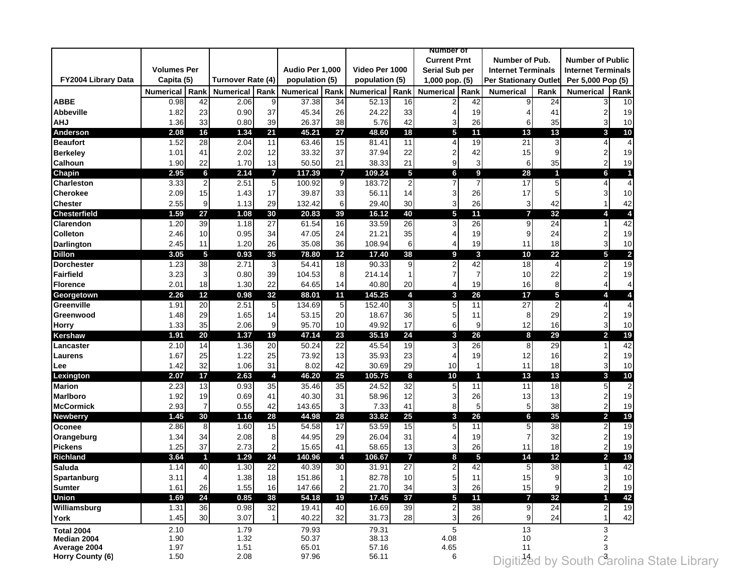| FY2004 Library Data | Volumes Per Capita (5) | | Turnover Rate (4) | | Audio Per 1,000 population (5) | | Video Per 1000 population (5) | | Number of Current Prnt Serial Sub per 1,000 pop. (5) | | Number of Pub. Internet Terminals Per Stationary Outlet | | Number of Public Internet Terminals Per 5,000 Pop (5) | |
|---|---|---|---|---|---|---|---|---|---|---|---|---|---|---|
| | Numerical | Rank | Numerical | Rank | Numerical | Rank | Numerical | Rank | Numerical | Rank | Numerical | Rank | Numerical | Rank |
| **ABBE** | 0.98 | 42 | 2.06 | 9 | 37.38 | 34 | 52.13 | 16 | 2 | 42 | 9 | 24 | 3 | 10 |
| **Abbeville** | 1.82 | 23 | 0.90 | 37 | 45.34 | 26 | 24.22 | 33 | 4 | 19 | 4 | 41 | 2 | 19 |
| **AHJ** | 1.36 | 33 | 0.80 | 39 | 26.37 | 38 | 5.76 | 42 | 3 | 26 | 6 | 35 | 3 | 10 |
| **Anderson** | 2.08 | 16 | 1.34 | 21 | 45.21 | 27 | 48.60 | 18 | 5 | 11 | 13 | 13 | 3 | 10 |
| **Beaufort** | 1.52 | 28 | 2.04 | 11 | 63.46 | 15 | 81.41 | 11 | 4 | 19 | 21 | 3 | 4 | 4 |
| **Berkeley** | 1.01 | 41 | 2.02 | 12 | 33.32 | 37 | 37.94 | 22 | 2 | 42 | 15 | 9 | 2 | 19 |
| **Calhoun** | 1.90 | 22 | 1.70 | 13 | 50.50 | 21 | 38.33 | 21 | 9 | 3 | 6 | 35 | 2 | 19 |
| **Chapin** | 2.95 | 6 | 2.14 | 7 | 117.39 | 7 | 109.24 | 5 | 6 | 9 | 28 | 1 | 6 | 1 |
| **Charleston** | 3.33 | 2 | 2.51 | 5 | 100.92 | 9 | 183.72 | 2 | 7 | 7 | 17 | 5 | 4 | 4 |
| **Cherokee** | 2.09 | 15 | 1.43 | 17 | 39.87 | 33 | 56.11 | 14 | 3 | 26 | 17 | 5 | 3 | 10 |
| **Chester** | 2.55 | 9 | 1.13 | 29 | 132.42 | 6 | 29.40 | 30 | 3 | 26 | 3 | 42 | 1 | 42 |
| **Chesterfield** | 1.59 | 27 | 1.08 | 30 | 20.83 | 39 | 16.12 | 40 | 5 | 11 | 7 | 32 | 4 | 4 |
| **Clarendon** | 1.20 | 39 | 1.18 | 27 | 61.54 | 16 | 33.59 | 26 | 3 | 26 | 9 | 24 | 1 | 42 |
| **Colleton** | 2.46 | 10 | 0.95 | 34 | 47.05 | 24 | 21.21 | 35 | 4 | 19 | 9 | 24 | 2 | 19 |
| **Darlington** | 2.45 | 11 | 1.20 | 26 | 35.08 | 36 | 108.94 | 6 | 4 | 19 | 11 | 18 | 3 | 10 |
| **Dillon** | 3.05 | 5 | 0.93 | 35 | 78.80 | 12 | 17.40 | 38 | 9 | 3 | 10 | 22 | 5 | 2 |
| **Dorchester** | 1.23 | 38 | 2.71 | 3 | 54.41 | 18 | 90.33 | 9 | 2 | 42 | 18 | 4 | 2 | 19 |
| **Fairfield** | 3.23 | 3 | 0.80 | 39 | 104.53 | 8 | 214.14 | 1 | 7 | 7 | 10 | 22 | 2 | 19 |
| **Florence** | 2.01 | 18 | 1.30 | 22 | 64.65 | 14 | 40.80 | 20 | 4 | 19 | 16 | 8 | 4 | 4 |
| **Georgetown** | 2.26 | 12 | 0.98 | 32 | 88.01 | 11 | 145.25 | 4 | 3 | 26 | 17 | 5 | 4 | 4 |
| **Greenville** | 1.91 | 20 | 2.51 | 5 | 134.69 | 5 | 152.40 | 3 | 5 | 11 | 27 | 2 | 4 | 4 |
| **Greenwood** | 1.48 | 29 | 1.65 | 14 | 53.15 | 20 | 18.67 | 36 | 5 | 11 | 8 | 29 | 2 | 19 |
| **Horry** | 1.33 | 35 | 2.06 | 9 | 95.70 | 10 | 49.92 | 17 | 6 | 9 | 12 | 16 | 3 | 10 |
| **Kershaw** | 1.91 | 20 | 1.37 | 19 | 47.14 | 23 | 35.19 | 24 | 3 | 26 | 8 | 29 | 2 | 19 |
| **Lancaster** | 2.10 | 14 | 1.36 | 20 | 50.24 | 22 | 45.54 | 19 | 3 | 26 | 8 | 29 | 1 | 42 |
| **Laurens** | 1.67 | 25 | 1.22 | 25 | 73.92 | 13 | 35.93 | 23 | 4 | 19 | 12 | 16 | 2 | 19 |
| **Lee** | 1.42 | 32 | 1.06 | 31 | 8.02 | 42 | 30.69 | 29 | 10 | 1 | 11 | 18 | 3 | 10 |
| **Lexington** | 2.07 | 17 | 2.63 | 4 | 46.20 | 25 | 105.75 | 8 | 10 | 1 | 13 | 13 | 3 | 10 |
| **Marion** | 2.23 | 13 | 0.93 | 35 | 35.46 | 35 | 24.52 | 32 | 5 | 11 | 11 | 18 | 5 | 2 |
| **Marlboro** | 1.92 | 19 | 0.69 | 41 | 40.30 | 31 | 58.96 | 12 | 3 | 26 | 13 | 13 | 2 | 19 |
| **McCormick** | 2.93 | 7 | 0.55 | 42 | 143.65 | 3 | 7.33 | 41 | 8 | 5 | 5 | 38 | 2 | 19 |
| **Newberry** | 1.45 | 30 | 1.16 | 28 | 44.98 | 28 | 33.82 | 25 | 3 | 26 | 6 | 35 | 2 | 19 |
| **Oconee** | 2.86 | 8 | 1.60 | 15 | 54.58 | 17 | 53.59 | 15 | 5 | 11 | 5 | 38 | 2 | 19 |
| **Orangeburg** | 1.34 | 34 | 2.08 | 8 | 44.95 | 29 | 26.04 | 31 | 4 | 19 | 7 | 32 | 2 | 19 |
| **Pickens** | 1.25 | 37 | 2.73 | 2 | 15.65 | 41 | 58.65 | 13 | 3 | 26 | 11 | 18 | 2 | 19 |
| **Richland** | 3.64 | 1 | 1.29 | 24 | 140.96 | 4 | 106.67 | 7 | 8 | 5 | 14 | 12 | 2 | 19 |
| **Saluda** | 1.14 | 40 | 1.30 | 22 | 40.39 | 30 | 31.91 | 27 | 2 | 42 | 5 | 38 | 1 | 42 |
| **Spartanburg** | 3.11 | 4 | 1.38 | 18 | 151.86 | 1 | 82.78 | 10 | 5 | 11 | 15 | 9 | 3 | 10 |
| **Sumter** | 1.61 | 26 | 1.55 | 16 | 147.66 | 2 | 21.70 | 34 | 3 | 26 | 15 | 9 | 2 | 19 |
| **Union** | 1.69 | 24 | 0.85 | 38 | 54.18 | 19 | 17.45 | 37 | 5 | 11 | 7 | 32 | 1 | 42 |
| **Williamsburg** | 1.31 | 36 | 0.98 | 32 | 19.41 | 40 | 16.69 | 39 | 2 | 38 | 9 | 24 | 2 | 19 |
| **York** | 1.45 | 30 | 3.07 | 1 | 40.22 | 32 | 31.73 | 28 | 3 | 26 | 9 | 24 | 1 | 42 |
| **Total 2004** | 2.10 | | 1.79 | | 79.93 | | 79.31 | | 5 | | 13 | | 3 | |
| **Median 2004** | 1.90 | | 1.32 | | 50.37 | | 38.13 | | 4.08 | | 10 | | 2 | |
| **Average 2004** | 1.97 | | 1.51 | | 65.01 | | 57.16 | | 4.65 | | 11 | | 3 | |
| **Horry County (6)** | 1.50 | | 2.08 | | 97.96 | | 56.11 | | 6 | | 14 | | 3 | |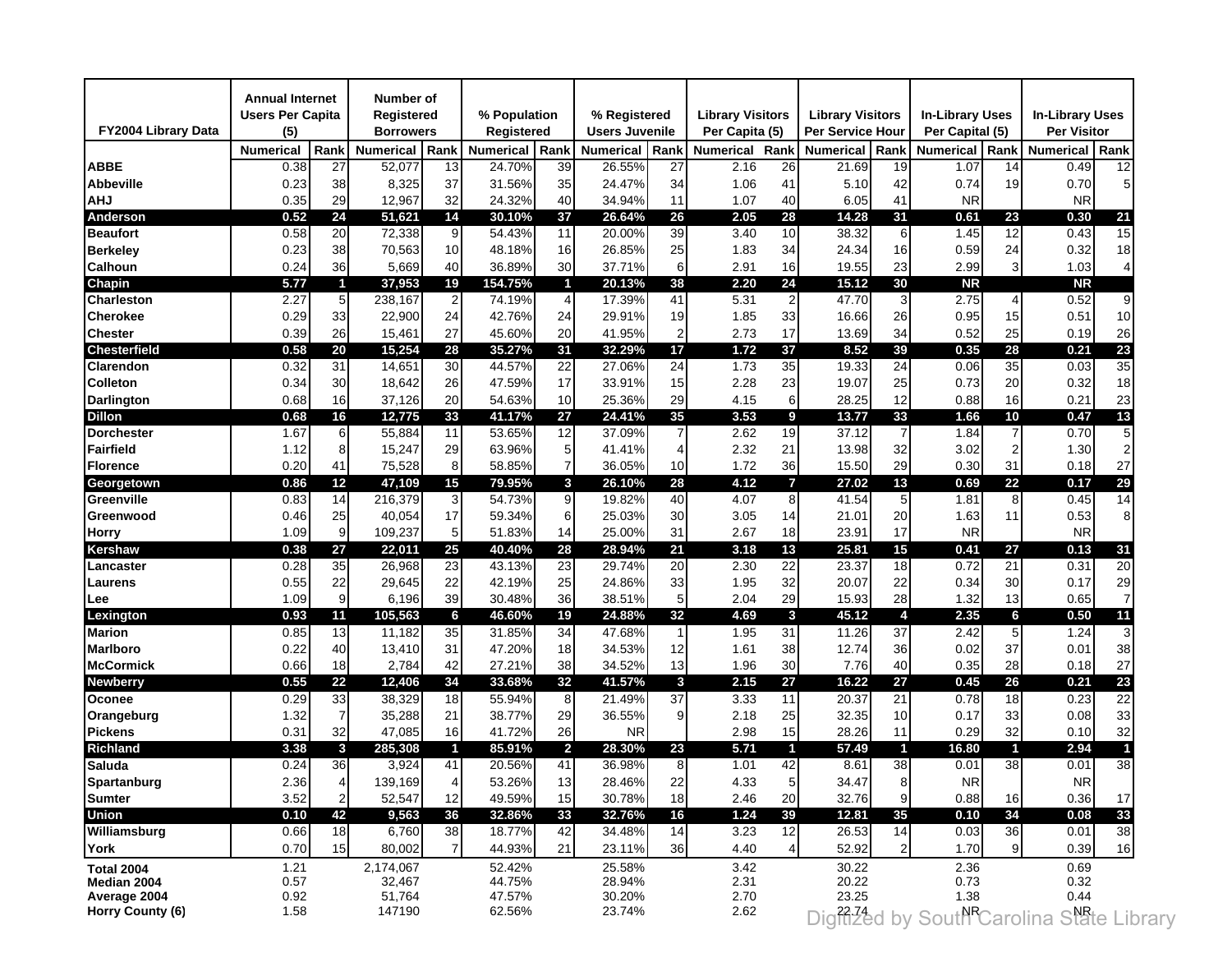| FY2004 Library Data | Annual Internet Users Per Capita (5) | | Number of Registered Borrowers | | % Population Registered | | % Registered Users Juvenile | | Library Visitors Per Capita (5) | | Library Visitors Per Service Hour | | In-Library Uses Per Capital (5) | | In-Library Uses Per Visitor | |
|---|---|---|---|---|---|---|---|---|---|---|---|---|---|---|---|---|
| | Numerical | Rank | Numerical | Rank | Numerical | Rank | Numerical | Rank | Numerical | Rank | Numerical | Rank | Numerical | Rank | Numerical | Rank |
| **ABBE** | 0.38 | 27 | 52,077 | 13 | 24.70% | 39 | 26.55% | 27 | 2.16 | 26 | 21.69 | 19 | 1.07 | 14 | 0.49 | 12 |
| **Abbeville** | 0.23 | 38 | 8,325 | 37 | 31.56% | 35 | 24.47% | 34 | 1.06 | 41 | 5.10 | 42 | 0.74 | 19 | 0.70 | 5 |
| **AHJ** | 0.35 | 29 | 12,967 | 32 | 24.32% | 40 | 34.94% | 11 | 1.07 | 40 | 6.05 | 41 | NR | | NR | |
| **Anderson** | 0.52 | 24 | 51,621 | 14 | 30.10% | 37 | 26.64% | 26 | 2.05 | 28 | 14.28 | 31 | 0.61 | 23 | 0.30 | 21 |
| **Beaufort** | 0.58 | 20 | 72,338 | 9 | 54.43% | 11 | 20.00% | 39 | 3.40 | 10 | 38.32 | 6 | 1.45 | 12 | 0.43 | 15 |
| **Berkeley** | 0.23 | 38 | 70,563 | 10 | 48.18% | 16 | 26.85% | 25 | 1.83 | 34 | 24.34 | 16 | 0.59 | 24 | 0.32 | 18 |
| **Calhoun** | 0.24 | 36 | 5,669 | 40 | 36.89% | 30 | 37.71% | 6 | 2.91 | 16 | 19.55 | 23 | 2.99 | 3 | 1.03 | 4 |
| **Chapin** | 5.77 | 1 | 37,953 | 19 | 154.75% | 1 | 20.13% | 38 | 2.20 | 24 | 15.12 | 30 | NR | | NR | |
| **Charleston** | 2.27 | 5 | 238,167 | 2 | 74.19% | 4 | 17.39% | 41 | 5.31 | 2 | 47.70 | 3 | 2.75 | 4 | 0.52 | 9 |
| **Cherokee** | 0.29 | 33 | 22,900 | 24 | 42.76% | 24 | 29.91% | 19 | 1.85 | 33 | 16.66 | 26 | 0.95 | 15 | 0.51 | 10 |
| **Chester** | 0.39 | 26 | 15,461 | 27 | 45.60% | 20 | 41.95% | 2 | 2.73 | 17 | 13.69 | 34 | 0.52 | 25 | 0.19 | 26 |
| **Chesterfield** | 0.58 | 20 | 15,254 | 28 | 35.27% | 31 | 32.29% | 17 | 1.72 | 37 | 8.52 | 39 | 0.35 | 28 | 0.21 | 23 |
| **Clarendon** | 0.32 | 31 | 14,651 | 30 | 44.57% | 22 | 27.06% | 24 | 1.73 | 35 | 19.33 | 24 | 0.06 | 35 | 0.03 | 35 |
| **Colleton** | 0.34 | 30 | 18,642 | 26 | 47.59% | 17 | 33.91% | 15 | 2.28 | 23 | 19.07 | 25 | 0.73 | 20 | 0.32 | 18 |
| **Darlington** | 0.68 | 16 | 37,126 | 20 | 54.63% | 10 | 25.36% | 29 | 4.15 | 6 | 28.25 | 12 | 0.88 | 16 | 0.21 | 23 |
| **Dillon** | 0.68 | 16 | 12,775 | 33 | 41.17% | 27 | 24.41% | 35 | 3.53 | 9 | 13.77 | 33 | 1.66 | 10 | 0.47 | 13 |
| **Dorchester** | 1.67 | 6 | 55,884 | 11 | 53.65% | 12 | 37.09% | 7 | 2.62 | 19 | 37.12 | 7 | 1.84 | 7 | 0.70 | 5 |
| **Fairfield** | 1.12 | 8 | 15,247 | 29 | 63.96% | 5 | 41.41% | 4 | 2.32 | 21 | 13.98 | 32 | 3.02 | 2 | 1.30 | 2 |
| **Florence** | 0.20 | 41 | 75,528 | 8 | 58.85% | 7 | 36.05% | 10 | 1.72 | 36 | 15.50 | 29 | 0.30 | 31 | 0.18 | 27 |
| **Georgetown** | 0.86 | 12 | 47,109 | 15 | 79.95% | 3 | 26.10% | 28 | 4.12 | 7 | 27.02 | 13 | 0.69 | 22 | 0.17 | 29 |
| **Greenville** | 0.83 | 14 | 216,379 | 3 | 54.73% | 9 | 19.82% | 40 | 4.07 | 8 | 41.54 | 5 | 1.81 | 8 | 0.45 | 14 |
| **Greenwood** | 0.46 | 25 | 40,054 | 17 | 59.34% | 6 | 25.03% | 30 | 3.05 | 14 | 21.01 | 20 | 1.63 | 11 | 0.53 | 8 |
| **Horry** | 1.09 | 9 | 109,237 | 5 | 51.83% | 14 | 25.00% | 31 | 2.67 | 18 | 23.91 | 17 | NR | | NR | |
| **Kershaw** | 0.38 | 27 | 22,011 | 25 | 40.40% | 28 | 28.94% | 21 | 3.18 | 13 | 25.81 | 15 | 0.41 | 27 | 0.13 | 31 |
| **Lancaster** | 0.28 | 35 | 26,968 | 23 | 43.13% | 23 | 29.74% | 20 | 2.30 | 22 | 23.37 | 18 | 0.72 | 21 | 0.31 | 20 |
| **Laurens** | 0.55 | 22 | 29,645 | 22 | 42.19% | 25 | 24.86% | 33 | 1.95 | 32 | 20.07 | 22 | 0.34 | 30 | 0.17 | 29 |
| **Lee** | 1.09 | 9 | 6,196 | 39 | 30.48% | 36 | 38.51% | 5 | 2.04 | 29 | 15.93 | 28 | 1.32 | 13 | 0.65 | 7 |
| **Lexington** | 0.93 | 11 | 105,563 | 6 | 46.60% | 19 | 24.88% | 32 | 4.69 | 3 | 45.12 | 4 | 2.35 | 6 | 0.50 | 11 |
| **Marion** | 0.85 | 13 | 11,182 | 35 | 31.85% | 34 | 47.68% | 1 | 1.95 | 31 | 11.26 | 37 | 2.42 | 5 | 1.24 | 3 |
| **Marlboro** | 0.22 | 40 | 13,410 | 31 | 47.20% | 18 | 34.53% | 12 | 1.61 | 38 | 12.74 | 36 | 0.02 | 37 | 0.01 | 38 |
| **McCormick** | 0.66 | 18 | 2,784 | 42 | 27.21% | 38 | 34.52% | 13 | 1.96 | 30 | 7.76 | 40 | 0.35 | 28 | 0.18 | 27 |
| **Newberry** | 0.55 | 22 | 12,406 | 34 | 33.68% | 32 | 41.57% | 3 | 2.15 | 27 | 16.22 | 27 | 0.45 | 26 | 0.21 | 23 |
| **Oconee** | 0.29 | 33 | 38,329 | 18 | 55.94% | 8 | 21.49% | 37 | 3.33 | 11 | 20.37 | 21 | 0.78 | 18 | 0.23 | 22 |
| **Orangeburg** | 1.32 | 7 | 35,288 | 21 | 38.77% | 29 | 36.55% | 9 | 2.18 | 25 | 32.35 | 10 | 0.17 | 33 | 0.08 | 33 |
| **Pickens** | 0.31 | 32 | 47,085 | 16 | 41.72% | 26 | NR | | 2.98 | 15 | 28.26 | 11 | 0.29 | 32 | 0.10 | 32 |
| **Richland** | 3.38 | 3 | 285,308 | 1 | 85.91% | 2 | 28.30% | 23 | 5.71 | 1 | 57.49 | 1 | 16.80 | 1 | 2.94 | 1 |
| **Saluda** | 0.24 | 36 | 3,924 | 41 | 20.56% | 41 | 36.98% | 8 | 1.01 | 42 | 8.61 | 38 | 0.01 | 38 | 0.01 | 38 |
| **Spartanburg** | 2.36 | 4 | 139,169 | 4 | 53.26% | 13 | 28.46% | 22 | 4.33 | 5 | 34.47 | 8 | NR | | NR | |
| **Sumter** | 3.52 | 2 | 52,547 | 12 | 49.59% | 15 | 30.78% | 18 | 2.46 | 20 | 32.76 | 9 | 0.88 | 16 | 0.36 | 17 |
| **Union** | 0.10 | 42 | 9,563 | 36 | 32.86% | 33 | 32.76% | 16 | 1.24 | 39 | 12.81 | 35 | 0.10 | 34 | 0.08 | 33 |
| **Williamsburg** | 0.66 | 18 | 6,760 | 38 | 18.77% | 42 | 34.48% | 14 | 3.23 | 12 | 26.53 | 14 | 0.03 | 36 | 0.01 | 38 |
| **York** | 0.70 | 15 | 80,002 | 7 | 44.93% | 21 | 23.11% | 36 | 4.40 | 4 | 52.92 | 2 | 1.70 | 9 | 0.39 | 16 |
| **Total 2004** | 1.21 | | 2,174,067 | | 52.42% | | 25.58% | | 3.42 | | 30.22 | | 2.36 | | 0.69 | |
| **Median 2004** | 0.57 | | 32,467 | | 44.75% | | 28.94% | | 2.31 | | 20.22 | | 0.73 | | 0.32 | |
| **Average 2004** | 0.92 | | 51,764 | | 47.57% | | 30.20% | | 2.70 | | 23.25 | | 1.38 | | 0.44 | |
| **Horry County (6)** | 1.58 | | 147190 | | 62.56% | | 23.74% | | 2.62 | | 22.74 | | NR | | NR | |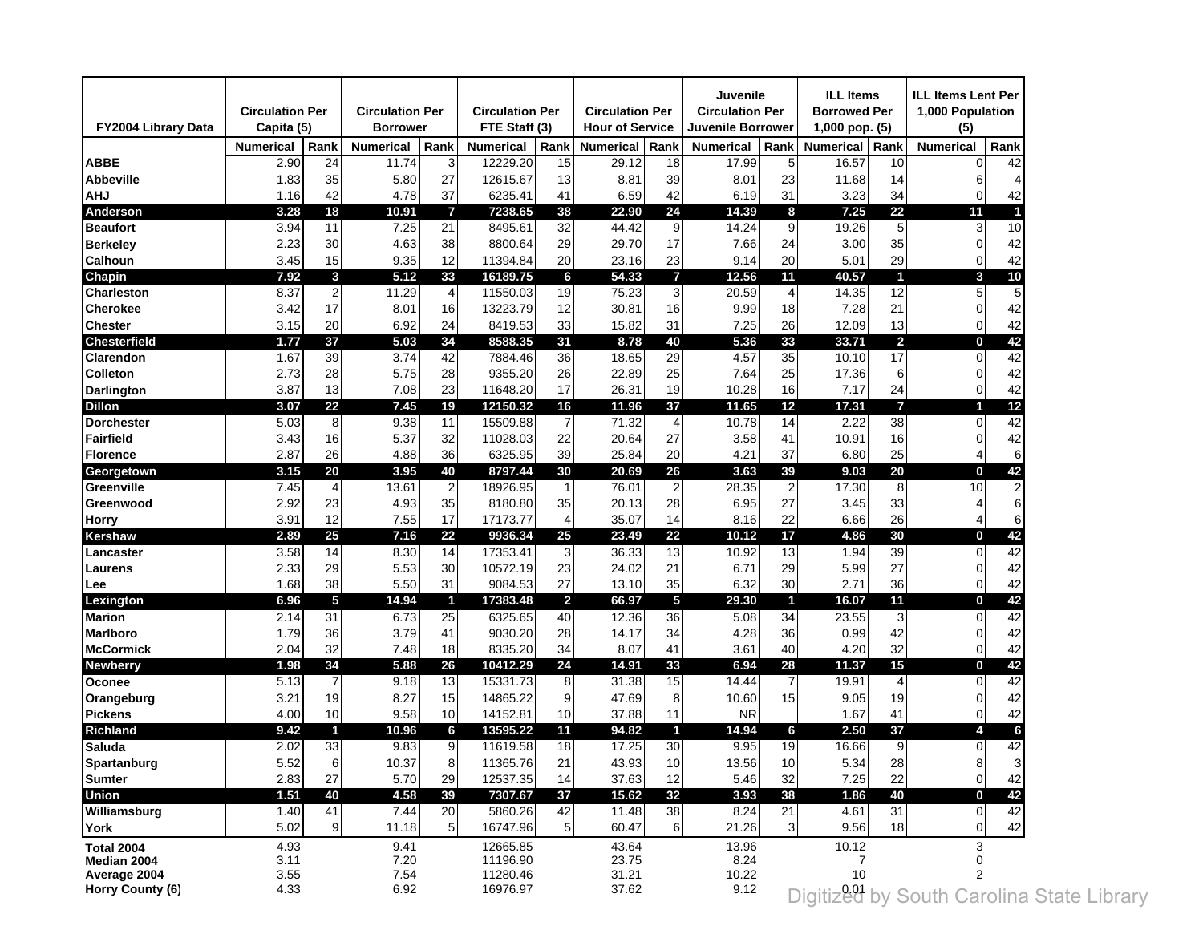| FY2004 Library Data | Circulation Per Capita (5) | | Circulation Per Borrower | | Circulation Per FTE Staff (3) | | Circulation Per Hour of Service | | Juvenile Circulation Per Juvenile Borrower | | ILL Items Borrowed Per 1,000 pop. (5) | | ILL Items Lent Per 1,000 Population (5) | |
|---|---|---|---|---|---|---|---|---|---|---|---|---|---|---|
| | Numerical | Rank | Numerical | Rank | Numerical | Rank | Numerical | Rank | Numerical | Rank | Numerical | Rank | Numerical | Rank |
| **ABBE** | 2.90 | 24 | 11.74 | 3 | 12229.20 | 15 | 29.12 | 18 | 17.99 | 5 | 16.57 | 10 | 0 | 42 |
| **Abbeville** | 1.83 | 35 | 5.80 | 27 | 12615.67 | 13 | 8.81 | 39 | 8.01 | 23 | 11.68 | 14 | 6 | 4 |
| **AHJ** | 1.16 | 42 | 4.78 | 37 | 6235.41 | 41 | 6.59 | 42 | 6.19 | 31 | 3.23 | 34 | 0 | 42 |
| **Anderson** | **3.28** | **18** | **10.91** | **7** | **7238.65** | **38** | **22.90** | **24** | **14.39** | **8** | **7.25** | **22** | **11** | **1** |
| **Beaufort** | 3.94 | 11 | 7.25 | 21 | 8495.61 | 32 | 44.42 | 9 | 14.24 | 9 | 19.26 | 5 | 3 | 10 |
| **Berkeley** | 2.23 | 30 | 4.63 | 38 | 8800.64 | 29 | 29.70 | 17 | 7.66 | 24 | 3.00 | 35 | 0 | 42 |
| **Calhoun** | 3.45 | 15 | 9.35 | 12 | 11394.84 | 20 | 23.16 | 23 | 9.14 | 20 | 5.01 | 29 | 0 | 42 |
| **Chapin** | **7.92** | **3** | **5.12** | **33** | **16189.75** | **6** | **54.33** | **7** | **12.56** | **11** | **40.57** | **1** | **3** | **10** |
| **Charleston** | 8.37 | 2 | 11.29 | 4 | 11550.03 | 19 | 75.23 | 3 | 20.59 | 4 | 14.35 | 12 | 5 | 5 |
| **Cherokee** | 3.42 | 17 | 8.01 | 16 | 13223.79 | 12 | 30.81 | 16 | 9.99 | 18 | 7.28 | 21 | 0 | 42 |
| **Chester** | 3.15 | 20 | 6.92 | 24 | 8419.53 | 33 | 15.82 | 31 | 7.25 | 26 | 12.09 | 13 | 0 | 42 |
| **Chesterfield** | **1.77** | **37** | **5.03** | **34** | **8588.35** | **31** | **8.78** | **40** | **5.36** | **33** | **33.71** | **2** | **0** | **42** |
| **Clarendon** | 1.67 | 39 | 3.74 | 42 | 7884.46 | 36 | 18.65 | 29 | 4.57 | 35 | 10.10 | 17 | 0 | 42 |
| **Colleton** | 2.73 | 28 | 5.75 | 28 | 9355.20 | 26 | 22.89 | 25 | 7.64 | 25 | 17.36 | 6 | 0 | 42 |
| **Darlington** | 3.87 | 13 | 7.08 | 23 | 11648.20 | 17 | 26.31 | 19 | 10.28 | 16 | 7.17 | 24 | 0 | 42 |
| **Dillon** | **3.07** | **22** | **7.45** | **19** | **12150.32** | **16** | **11.96** | **37** | **11.65** | **12** | **17.31** | **7** | **1** | **12** |
| **Dorchester** | 5.03 | 8 | 9.38 | 11 | 15509.88 | 7 | 71.32 | 4 | 10.78 | 14 | 2.22 | 38 | 0 | 42 |
| **Fairfield** | 3.43 | 16 | 5.37 | 32 | 11028.03 | 22 | 20.64 | 27 | 3.58 | 41 | 10.91 | 16 | 0 | 42 |
| **Florence** | 2.87 | 26 | 4.88 | 36 | 6325.95 | 39 | 25.84 | 20 | 4.21 | 37 | 6.80 | 25 | 4 | 6 |
| **Georgetown** | **3.15** | **20** | **3.95** | **40** | **8797.44** | **30** | **20.69** | **26** | **3.63** | **39** | **9.03** | **20** | **0** | **42** |
| **Greenville** | 7.45 | 4 | 13.61 | 2 | 18926.95 | 1 | 76.01 | 2 | 28.35 | 2 | 17.30 | 8 | 10 | 2 |
| **Greenwood** | 2.92 | 23 | 4.93 | 35 | 8180.80 | 35 | 20.13 | 28 | 6.95 | 27 | 3.45 | 33 | 4 | 6 |
| **Horry** | 3.91 | 12 | 7.55 | 17 | 17173.77 | 4 | 35.07 | 14 | 8.16 | 22 | 6.66 | 26 | 4 | 6 |
| **Kershaw** | **2.89** | **25** | **7.16** | **22** | **9936.34** | **25** | **23.49** | **22** | **10.12** | **17** | **4.86** | **30** | **0** | **42** |
| **Lancaster** | 3.58 | 14 | 8.30 | 14 | 17353.41 | 3 | 36.33 | 13 | 10.92 | 13 | 1.94 | 39 | 0 | 42 |
| **Laurens** | 2.33 | 29 | 5.53 | 30 | 10572.19 | 23 | 24.02 | 21 | 6.71 | 29 | 5.99 | 27 | 0 | 42 |
| **Lee** | 1.68 | 38 | 5.50 | 31 | 9084.53 | 27 | 13.10 | 35 | 6.32 | 30 | 2.71 | 36 | 0 | 42 |
| **Lexington** | **6.96** | **5** | **14.94** | **1** | **17383.48** | **2** | **66.97** | **5** | **29.30** | **1** | **16.07** | **11** | **0** | **42** |
| **Marion** | 2.14 | 31 | 6.73 | 25 | 6325.65 | 40 | 12.36 | 36 | 5.08 | 34 | 23.55 | 3 | 0 | 42 |
| **Marlboro** | 1.79 | 36 | 3.79 | 41 | 9030.20 | 28 | 14.17 | 34 | 4.28 | 36 | 0.99 | 42 | 0 | 42 |
| **McCormick** | 2.04 | 32 | 7.48 | 18 | 8335.20 | 34 | 8.07 | 41 | 3.61 | 40 | 4.20 | 32 | 0 | 42 |
| **Newberry** | **1.98** | **34** | **5.88** | **26** | **10412.29** | **24** | **14.91** | **33** | **6.94** | **28** | **11.37** | **15** | **0** | **42** |
| **Oconee** | 5.13 | 7 | 9.18 | 13 | 15331.73 | 8 | 31.38 | 15 | 14.44 | 7 | 19.91 | 4 | 0 | 42 |
| **Orangeburg** | 3.21 | 19 | 8.27 | 15 | 14865.22 | 9 | 47.69 | 8 | 10.60 | 15 | 9.05 | 19 | 0 | 42 |
| **Pickens** | 4.00 | 10 | 9.58 | 10 | 14152.81 | 10 | 37.88 | 11 | NR | | 1.67 | 41 | 0 | 42 |
| **Richland** | **9.42** | **1** | **10.96** | **6** | **13595.22** | **11** | **94.82** | **1** | **14.94** | **6** | **2.50** | **37** | **4** | **6** |
| **Saluda** | 2.02 | 33 | 9.83 | 9 | 11619.58 | 18 | 17.25 | 30 | 9.95 | 19 | 16.66 | 9 | 0 | 42 |
| **Spartanburg** | 5.52 | 6 | 10.37 | 8 | 11365.76 | 21 | 43.93 | 10 | 13.56 | 10 | 5.34 | 28 | 8 | 3 |
| **Sumter** | 2.83 | 27 | 5.70 | 29 | 12537.35 | 14 | 37.63 | 12 | 5.46 | 32 | 7.25 | 22 | 0 | 42 |
| **Union** | **1.51** | **40** | **4.58** | **39** | **7307.67** | **37** | **15.62** | **32** | **3.93** | **38** | **1.86** | **40** | **0** | **42** |
| **Williamsburg** | 1.40 | 41 | 7.44 | 20 | 5860.26 | 42 | 11.48 | 38 | 8.24 | 21 | 4.61 | 31 | 0 | 42 |
| **York** | 5.02 | 9 | 11.18 | 5 | 16747.96 | 5 | 60.47 | 6 | 21.26 | 3 | 9.56 | 18 | 0 | 42 |
| **Total 2004** | 4.93 | | 9.41 | | 12665.85 | | 43.64 | | 13.96 | | 10.12 | | 3 | |
| **Median 2004** | 3.11 | | 7.20 | | 11196.90 | | 23.75 | | 8.24 | | 7 | | 0 | |
| **Average 2004** | 3.55 | | 7.54 | | 11280.46 | | 31.21 | | 10.22 | | 10 | | 2 | |
| **Horry County (6)** | 4.33 | | 6.92 | | 16976.97 | | 37.62 | | 9.12 | | 0.01 | | | |

Digitized by South Carolina State Library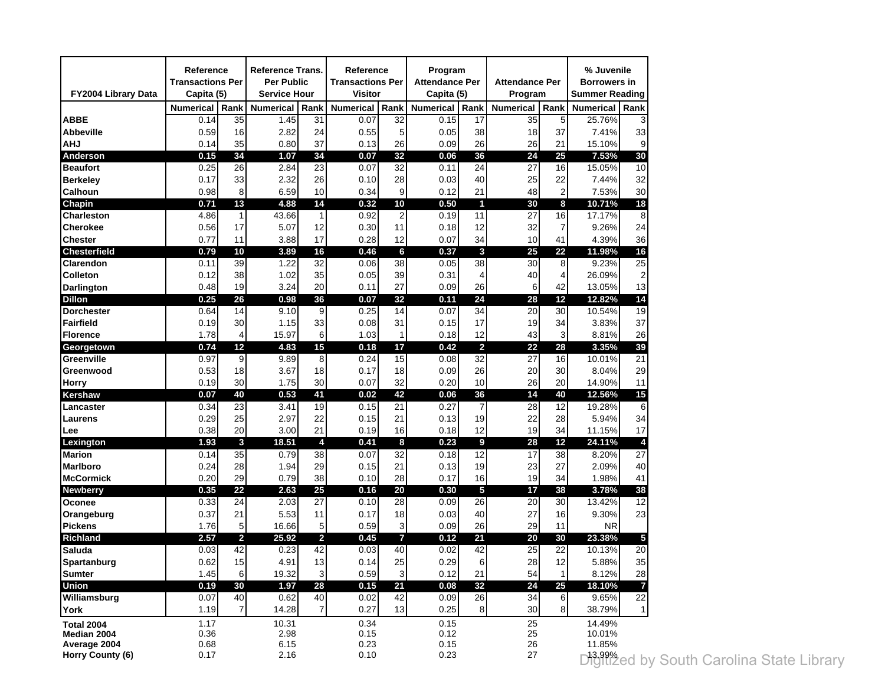| FY2004 Library Data | Reference Transactions Per Capita (5) | | Reference Trans. Per Public Service Hour | | Reference Transactions Per Visitor | | Program Attendance Per Capita (5) | | Attendance Per Program | | % Juvenile Borrowers in Summer Reading | |
|---|---|---|---|---|---|---|---|---|---|---|---|---|
| | Numerical | Rank | Numerical | Rank | Numerical | Rank | Numerical | Rank | Numerical | Rank | Numerical | Rank |
| **ABBE** | 0.14 | 35 | 1.45 | 31 | 0.07 | 32 | 0.15 | 17 | 35 | 5 | 25.76% | 3 |
| **Abbeville** | 0.59 | 16 | 2.82 | 24 | 0.55 | 5 | 0.05 | 38 | 18 | 37 | 7.41% | 33 |
| **AHJ** | 0.14 | 35 | 0.80 | 37 | 0.13 | 26 | 0.09 | 26 | 26 | 21 | 15.10% | 9 |
| **Anderson** | **0.15** | **34** | **1.07** | **34** | **0.07** | **32** | **0.06** | **36** | **24** | **25** | **7.53%** | **30** |
| **Beaufort** | 0.25 | 26 | 2.84 | 23 | 0.07 | 32 | 0.11 | 24 | 27 | 16 | 15.05% | 10 |
| **Berkeley** | 0.17 | 33 | 2.32 | 26 | 0.10 | 28 | 0.03 | 40 | 25 | 22 | 7.44% | 32 |
| **Calhoun** | 0.98 | 8 | 6.59 | 10 | 0.34 | 9 | 0.12 | 21 | 48 | 2 | 7.53% | 30 |
| **Chapin** | **0.71** | **13** | **4.88** | **14** | **0.32** | **10** | **0.50** | **1** | **30** | **8** | **10.71%** | **18** |
| **Charleston** | 4.86 | 1 | 43.66 | 1 | 0.92 | 2 | 0.19 | 11 | 27 | 16 | 17.17% | 8 |
| **Cherokee** | 0.56 | 17 | 5.07 | 12 | 0.30 | 11 | 0.18 | 12 | 32 | 7 | 9.26% | 24 |
| **Chester** | 0.77 | 11 | 3.88 | 17 | 0.28 | 12 | 0.07 | 34 | 10 | 41 | 4.39% | 36 |
| **Chesterfield** | **0.79** | **10** | **3.89** | **16** | **0.46** | **6** | **0.37** | **3** | **25** | **22** | **11.98%** | **16** |
| **Clarendon** | 0.11 | 39 | 1.22 | 32 | 0.06 | 38 | 0.05 | 38 | 30 | 8 | 9.23% | 25 |
| **Colleton** | 0.12 | 38 | 1.02 | 35 | 0.05 | 39 | 0.31 | 4 | 40 | 4 | 26.09% | 2 |
| **Darlington** | 0.48 | 19 | 3.24 | 20 | 0.11 | 27 | 0.09 | 26 | 6 | 42 | 13.05% | 13 |
| **Dillon** | **0.25** | **26** | **0.98** | **36** | **0.07** | **32** | **0.11** | **24** | **28** | **12** | **12.82%** | **14** |
| **Dorchester** | 0.64 | 14 | 9.10 | 9 | 0.25 | 14 | 0.07 | 34 | 20 | 30 | 10.54% | 19 |
| **Fairfield** | 0.19 | 30 | 1.15 | 33 | 0.08 | 31 | 0.15 | 17 | 19 | 34 | 3.83% | 37 |
| **Florence** | 1.78 | 4 | 15.97 | 6 | 1.03 | 1 | 0.18 | 12 | 43 | 3 | 8.81% | 26 |
| **Georgetown** | **0.74** | **12** | **4.83** | **15** | **0.18** | **17** | **0.42** | **2** | **22** | **28** | **3.35%** | **39** |
| **Greenville** | 0.97 | 9 | 9.89 | 8 | 0.24 | 15 | 0.08 | 32 | 27 | 16 | 10.01% | 21 |
| **Greenwood** | 0.53 | 18 | 3.67 | 18 | 0.17 | 18 | 0.09 | 26 | 20 | 30 | 8.04% | 29 |
| **Horry** | 0.19 | 30 | 1.75 | 30 | 0.07 | 32 | 0.20 | 10 | 26 | 20 | 14.90% | 11 |
| **Kershaw** | **0.07** | **40** | **0.53** | **41** | **0.02** | **42** | **0.06** | **36** | **14** | **40** | **12.56%** | **15** |
| **Lancaster** | 0.34 | 23 | 3.41 | 19 | 0.15 | 21 | 0.27 | 7 | 28 | 12 | 19.28% | 6 |
| **Laurens** | 0.29 | 25 | 2.97 | 22 | 0.15 | 21 | 0.13 | 19 | 22 | 28 | 5.94% | 34 |
| **Lee** | 0.38 | 20 | 3.00 | 21 | 0.19 | 16 | 0.18 | 12 | 19 | 34 | 11.15% | 17 |
| **Lexington** | **1.93** | **3** | **18.51** | **4** | **0.41** | **8** | **0.23** | **9** | **28** | **12** | **24.11%** | **4** |
| **Marion** | 0.14 | 35 | 0.79 | 38 | 0.07 | 32 | 0.18 | 12 | 17 | 38 | 8.20% | 27 |
| **Marlboro** | 0.24 | 28 | 1.94 | 29 | 0.15 | 21 | 0.13 | 19 | 23 | 27 | 2.09% | 40 |
| **McCormick** | 0.20 | 29 | 0.79 | 38 | 0.10 | 28 | 0.17 | 16 | 19 | 34 | 1.98% | 41 |
| **Newberry** | **0.35** | **22** | **2.63** | **25** | **0.16** | **20** | **0.30** | **5** | **17** | **38** | **3.78%** | **38** |
| **Oconee** | 0.33 | 24 | 2.03 | 27 | 0.10 | 28 | 0.09 | 26 | 20 | 30 | 13.42% | 12 |
| **Orangeburg** | 0.37 | 21 | 5.53 | 11 | 0.17 | 18 | 0.03 | 40 | 27 | 16 | 9.30% | 23 |
| **Pickens** | 1.76 | 5 | 16.66 | 5 | 0.59 | 3 | 0.09 | 26 | 29 | 11 | NR | |
| **Richland** | **2.57** | **2** | **25.92** | **2** | **0.45** | **7** | **0.12** | **21** | **20** | **30** | **23.38%** | **5** |
| **Saluda** | 0.03 | 42 | 0.23 | 42 | 0.03 | 40 | 0.02 | 42 | 25 | 22 | 10.13% | 20 |
| **Spartanburg** | 0.62 | 15 | 4.91 | 13 | 0.14 | 25 | 0.29 | 6 | 28 | 12 | 5.88% | 35 |
| **Sumter** | 1.45 | 6 | 19.32 | 3 | 0.59 | 3 | 0.12 | 21 | 54 | 1 | 8.12% | 28 |
| **Union** | **0.19** | **30** | **1.97** | **28** | **0.15** | **21** | **0.08** | **32** | **24** | **25** | **18.10%** | **7** |
| **Williamsburg** | 0.07 | 40 | 0.62 | 40 | 0.02 | 42 | 0.09 | 26 | 34 | 6 | 9.65% | 22 |
| **York** | 1.19 | 7 | 14.28 | 7 | 0.27 | 13 | 0.25 | 8 | 30 | 8 | 38.79% | 1 |
| **Total 2004** | 1.17 | | 10.31 | | 0.34 | | 0.15 | | 25 | | 14.49% | |
| **Median 2004** | 0.36 | | 2.98 | | 0.15 | | 0.12 | | 25 | | 10.01% | |
| **Average 2004** | 0.68 | | 6.15 | | 0.23 | | 0.15 | | 26 | | 11.85% | |
| **Horry County (6)** | 0.17 | | 2.16 | | 0.10 | | 0.23 | | 27 | | 13.99% | |